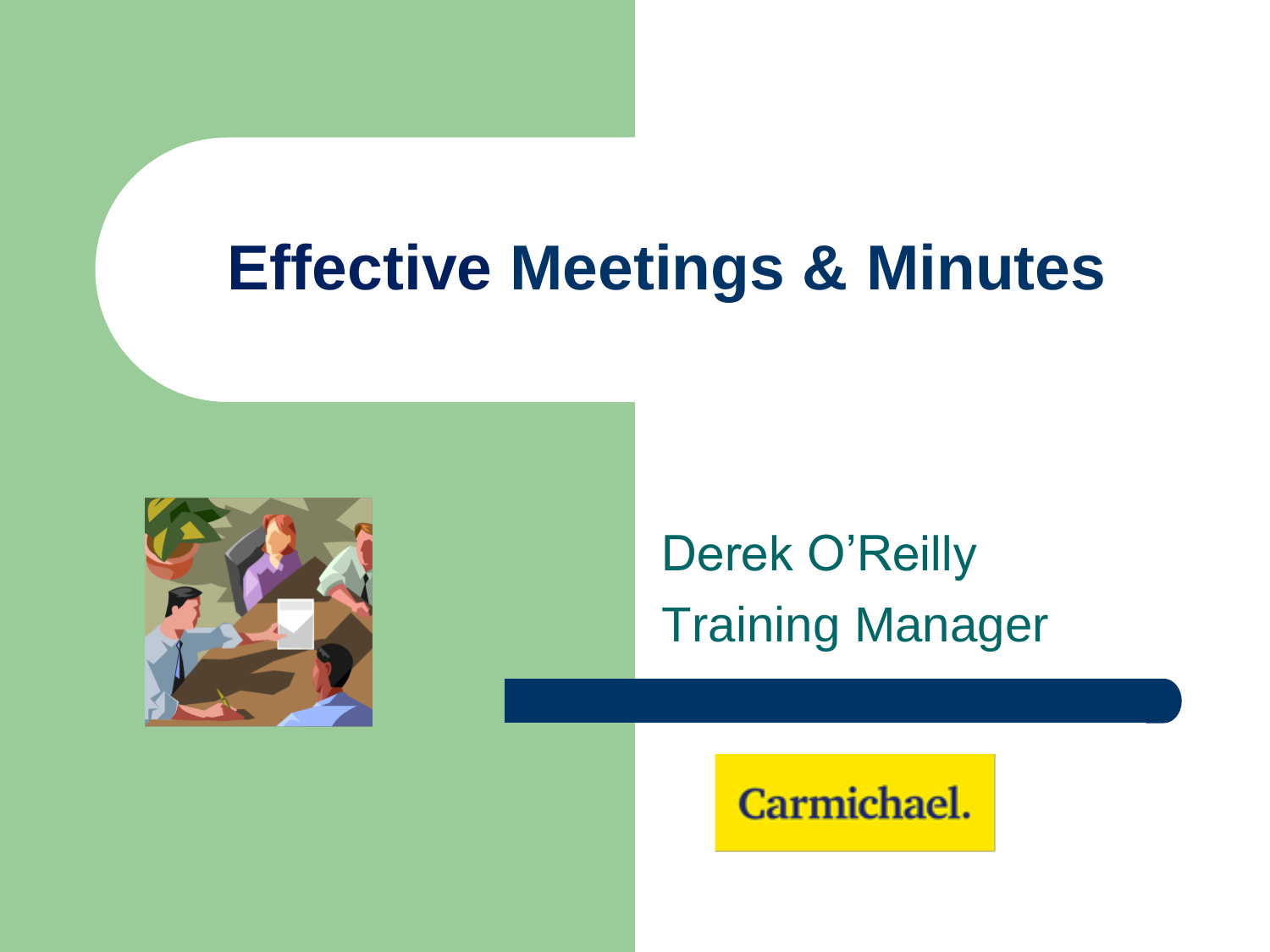# Effective Meetings & Minutes

Derek O'Reilly

Training Manager

Carmichael.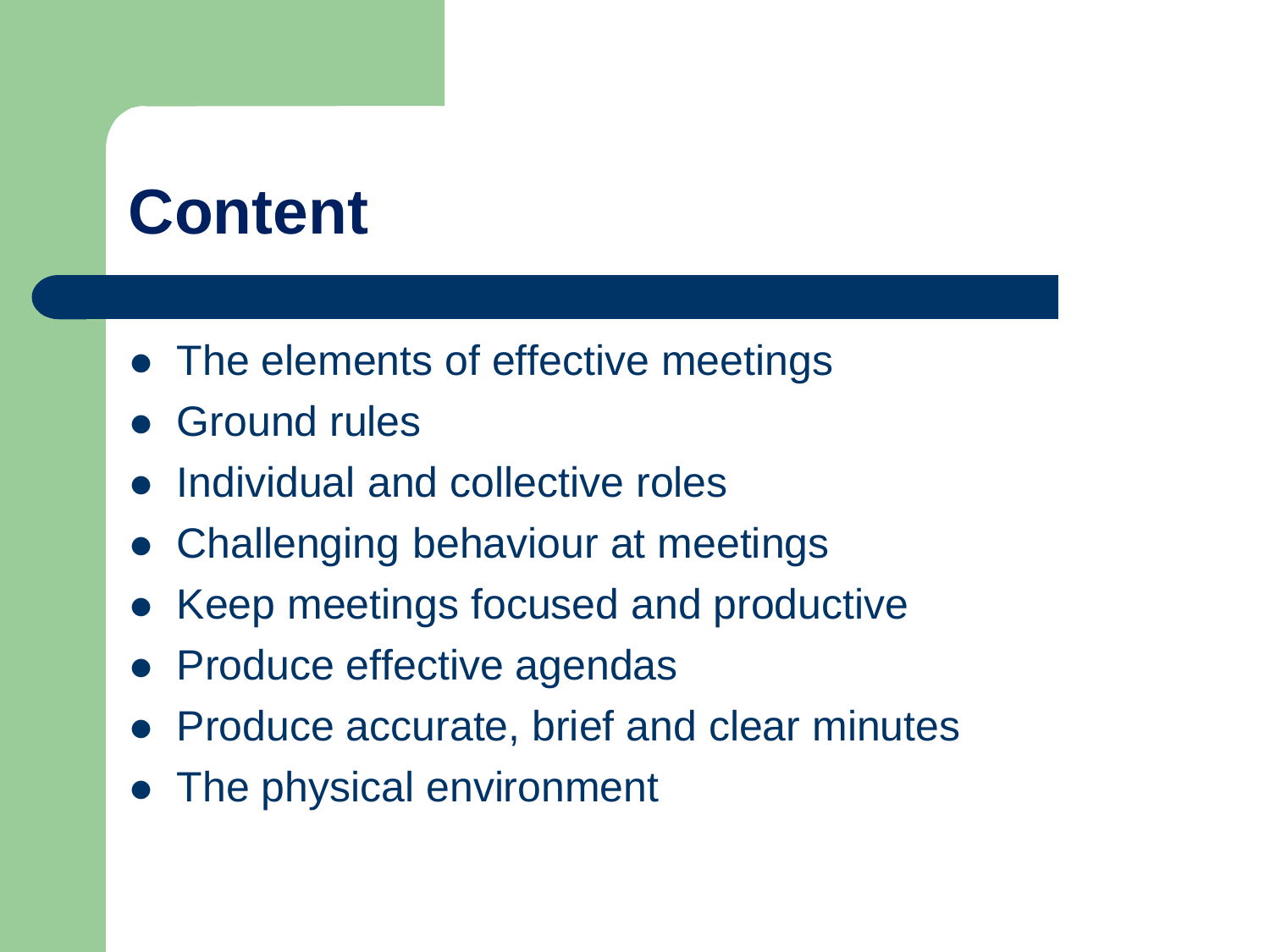# Content

- The elements of effective meetings
- Ground rules
- Individual and collective roles
- Challenging behaviour at meetings
- Keep meetings focused and productive
- Produce effective agendas
- Produce accurate, brief and clear minutes
- The physical environment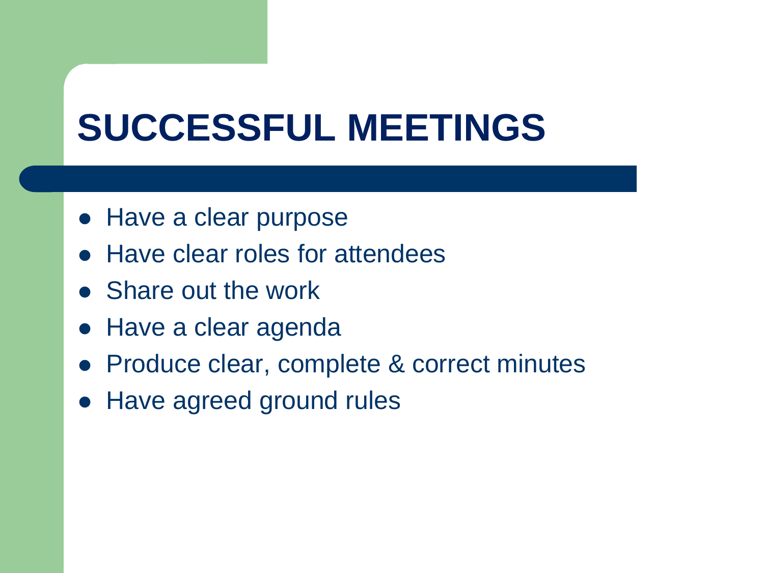# SUCCESSFUL MEETINGS

- Have a clear purpose
- Have clear roles for attendees
- Share out the work
- Have a clear agenda
- Produce clear, complete & correct minutes
- Have agreed ground rules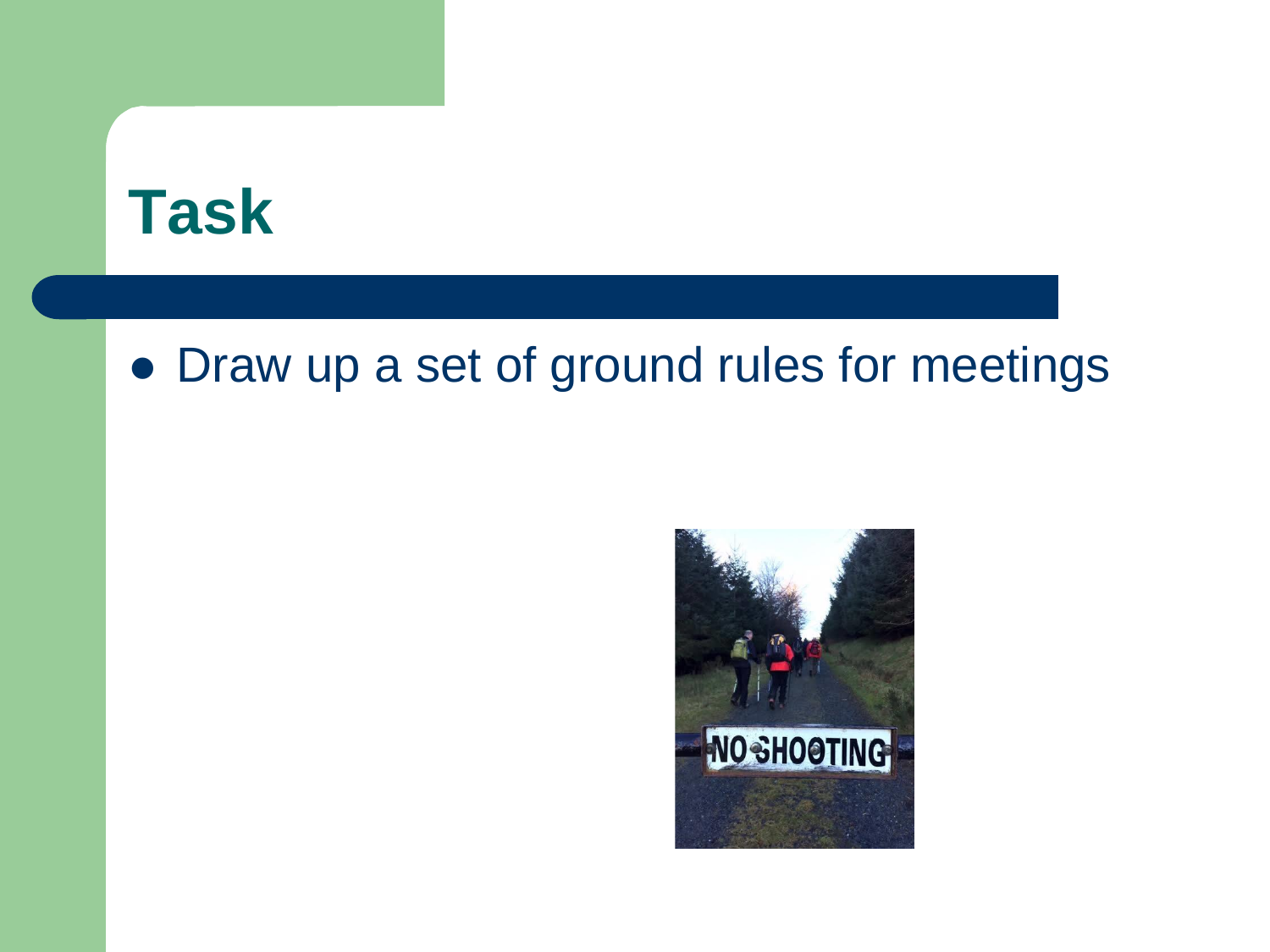# Task

- Draw up a set of ground rules for meetings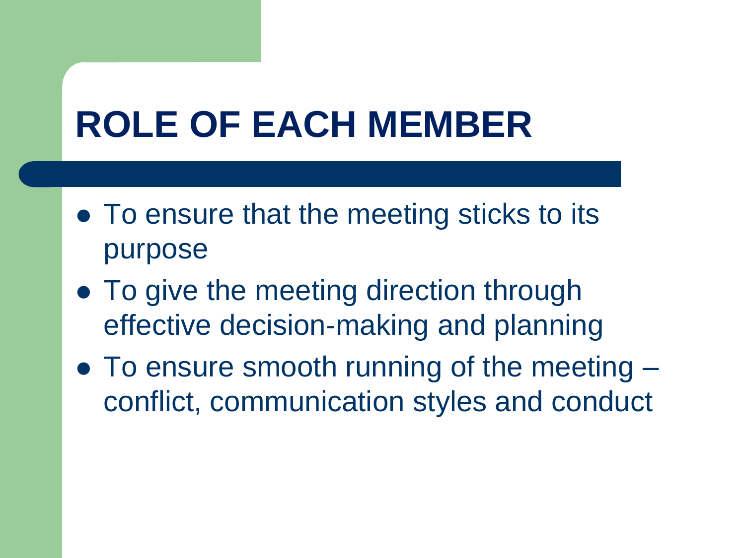# ROLE OF EACH MEMBER

- To ensure that the meeting sticks to its purpose
- To give the meeting direction through effective decision-making and planning
- To ensure smooth running of the meeting – conflict, communication styles and conduct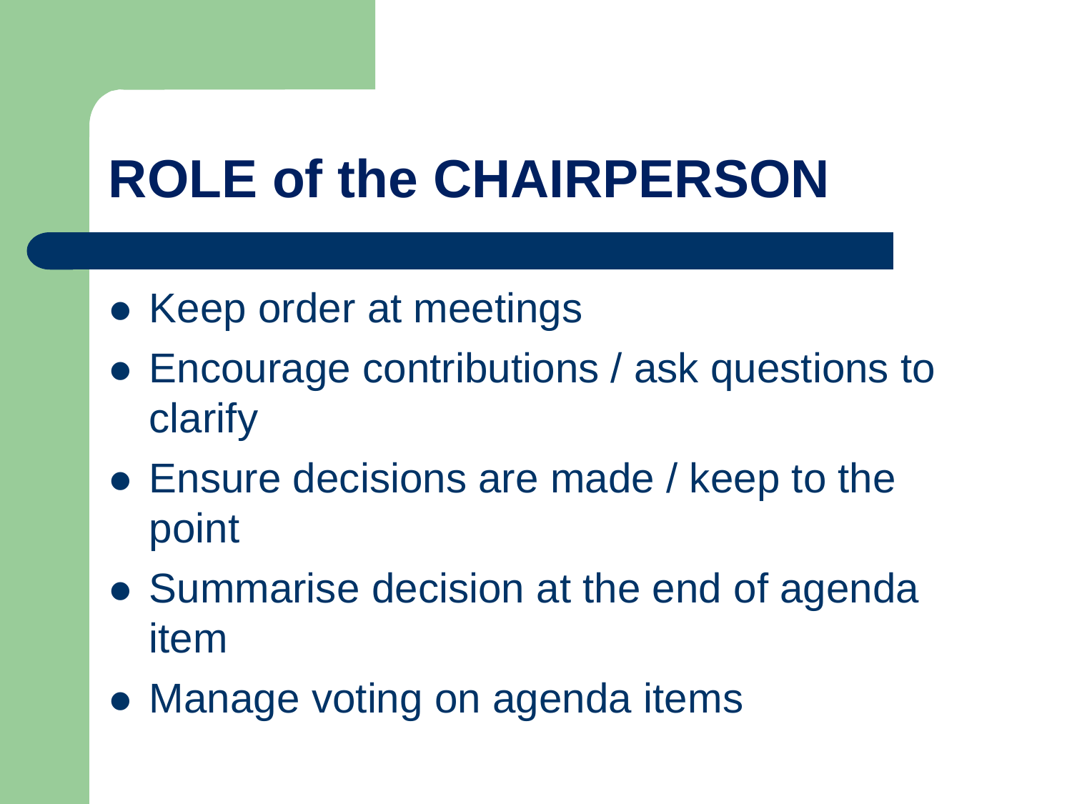# ROLE of the CHAIRPERSON

- Keep order at meetings
- Encourage contributions / ask questions to clarify
- Ensure decisions are made / keep to the point
- Summarise decision at the end of agenda item
- Manage voting on agenda items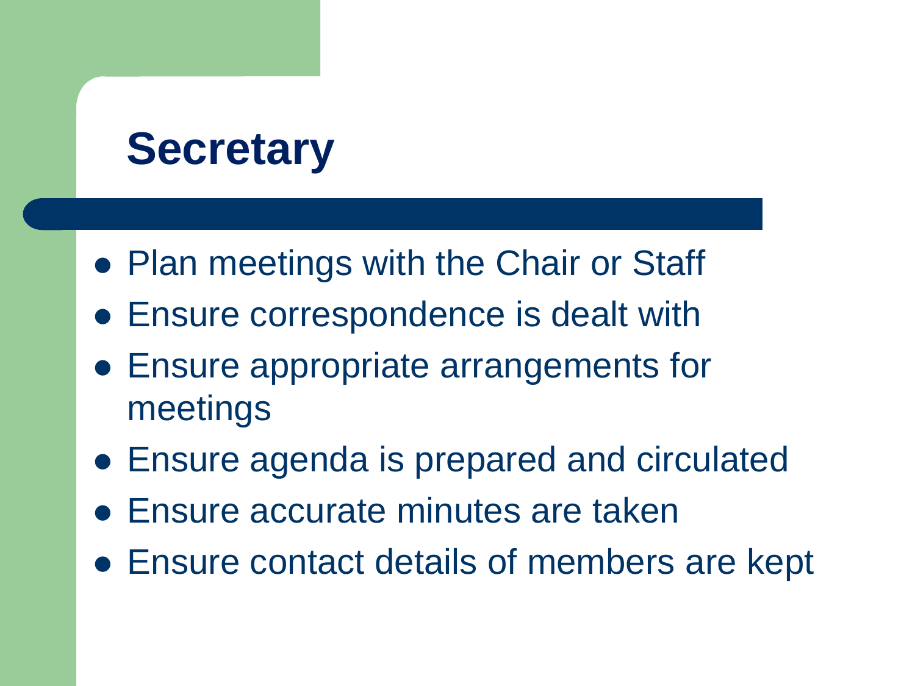# Secretary

- Plan meetings with the Chair or Staff
- Ensure correspondence is dealt with
- Ensure appropriate arrangements for meetings
- Ensure agenda is prepared and circulated
- Ensure accurate minutes are taken
- Ensure contact details of members are kept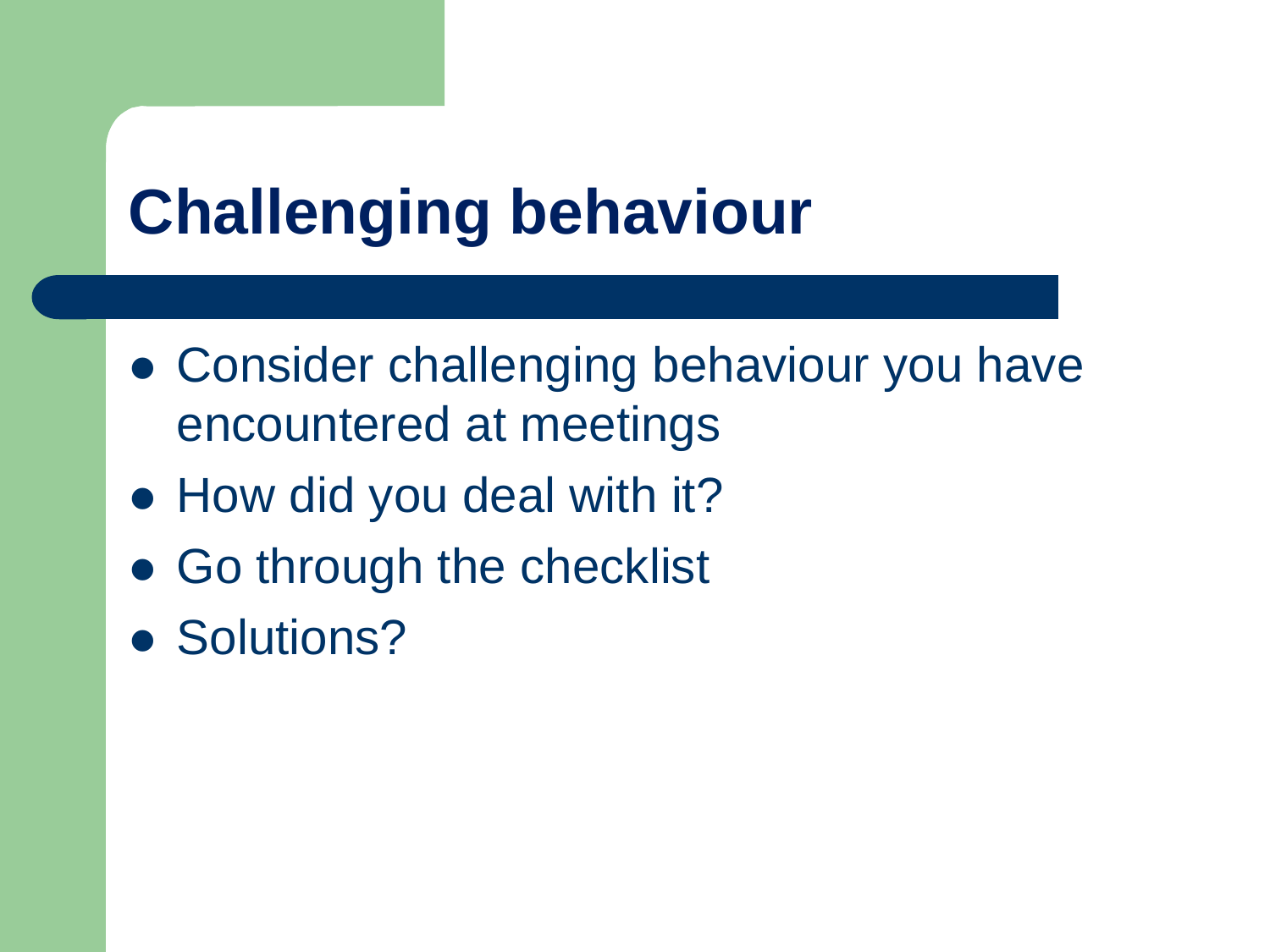# Challenging behaviour

- Consider challenging behaviour you have encountered at meetings
- How did you deal with it?
- Go through the checklist
- Solutions?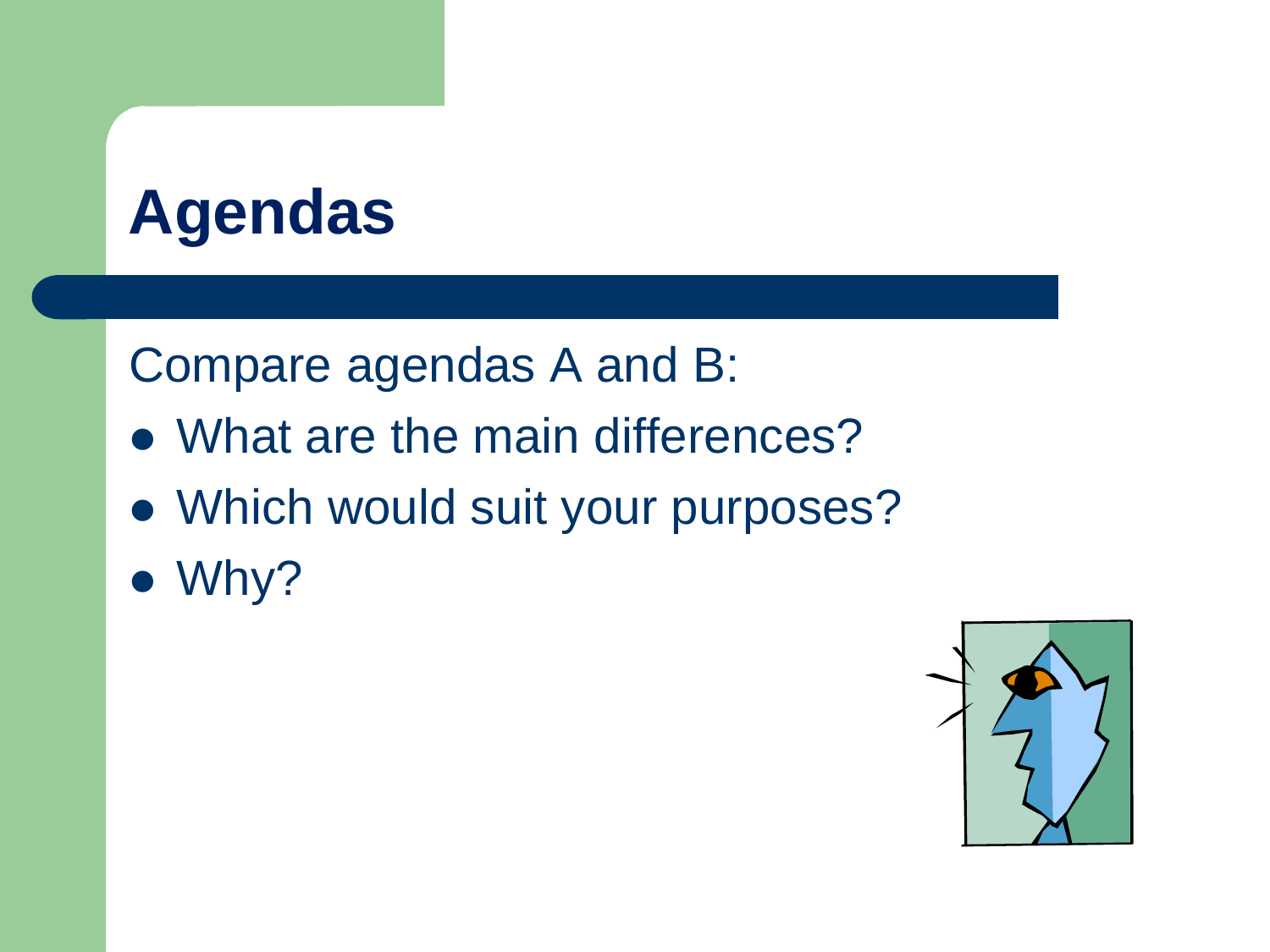# Agendas

Compare agendas A and B:

- What are the main differences?
- Which would suit your purposes?
- Why?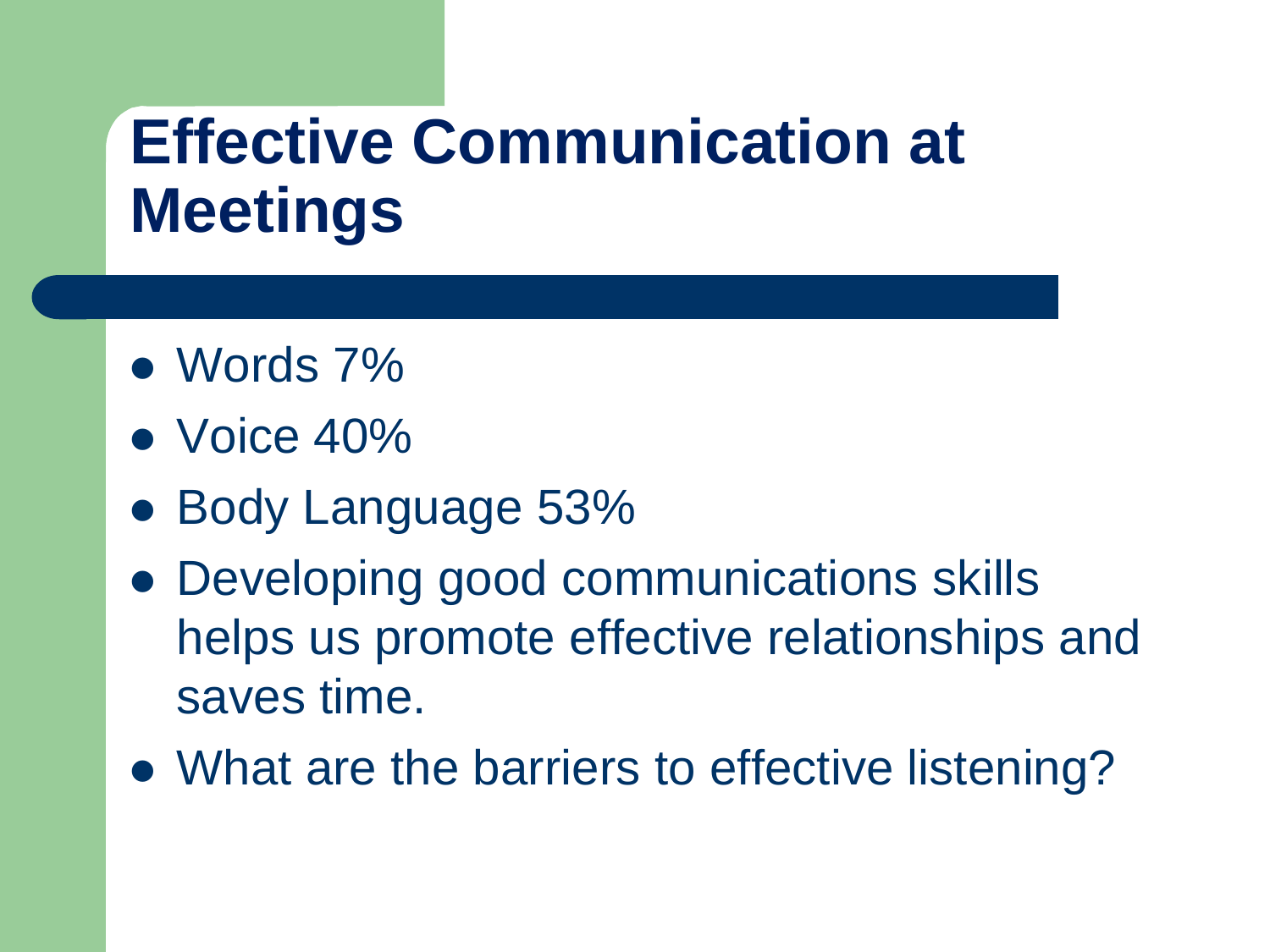# Effective Communication at Meetings

- Words 7%
- Voice 40%
- Body Language 53%
- Developing good communications skills helps us promote effective relationships and saves time.
- What are the barriers to effective listening?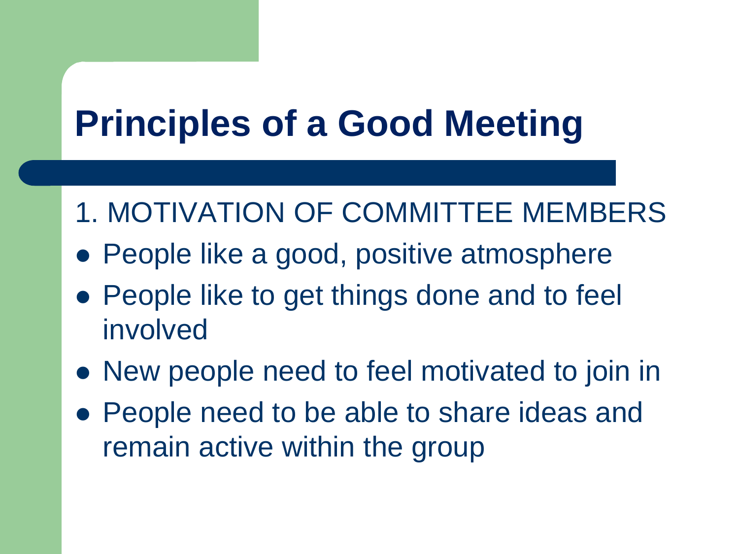# Principles of a Good Meeting

1. MOTIVATION OF COMMITTEE MEMBERS

- People like a good, positive atmosphere
- People like to get things done and to feel involved
- New people need to feel motivated to join in
- People need to be able to share ideas and remain active within the group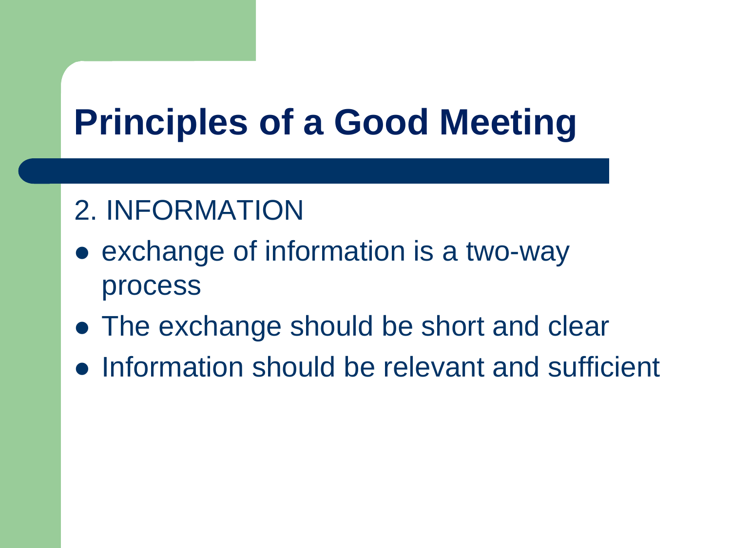# Principles of a Good Meeting

2. INFORMATION

- exchange of information is a two-way process
- The exchange should be short and clear
- Information should be relevant and sufficient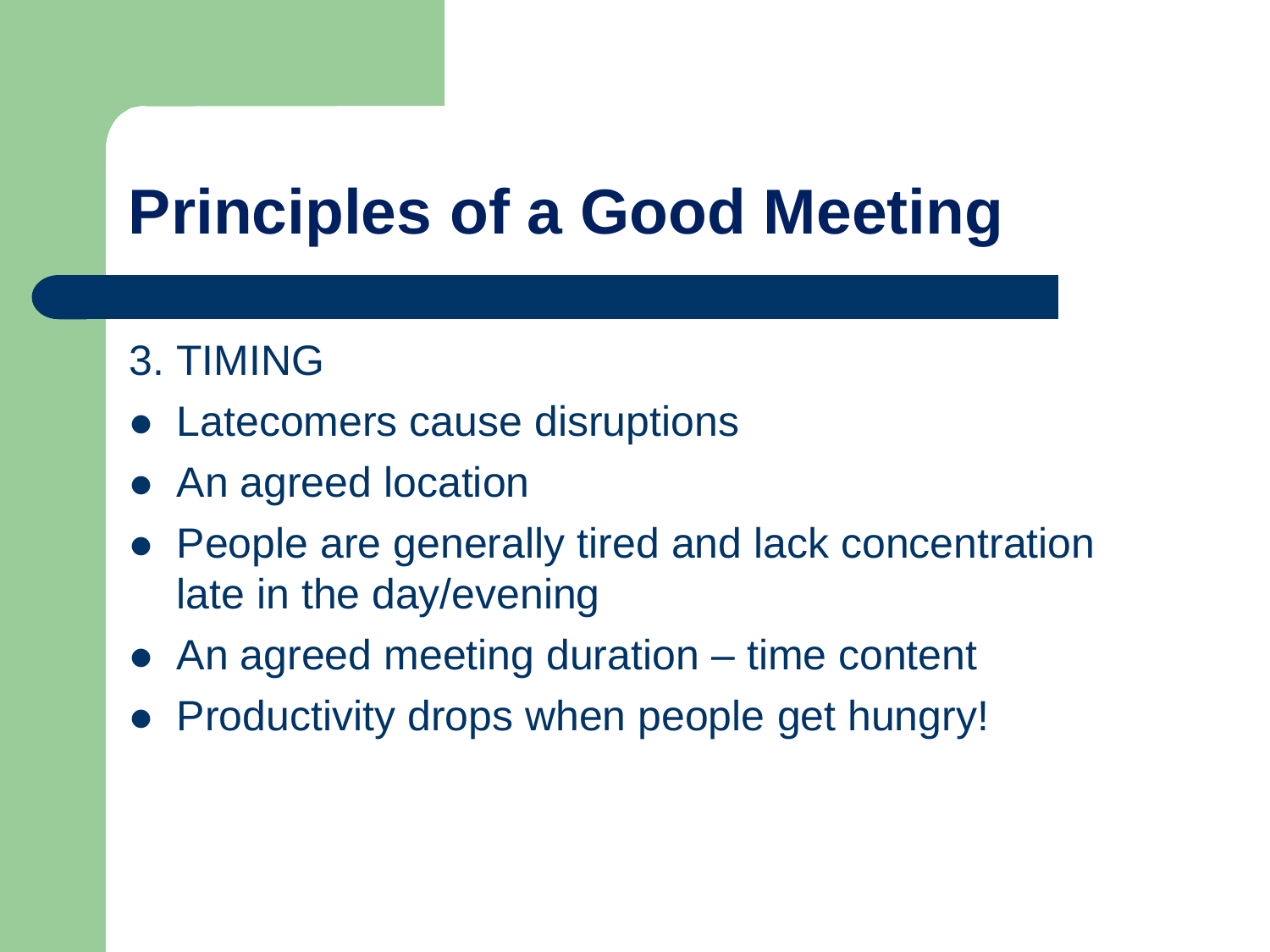# Principles of a Good Meeting

3. TIMING

- Latecomers cause disruptions
- An agreed location
- People are generally tired and lack concentration late in the day/evening
- An agreed meeting duration – time content
- Productivity drops when people get hungry!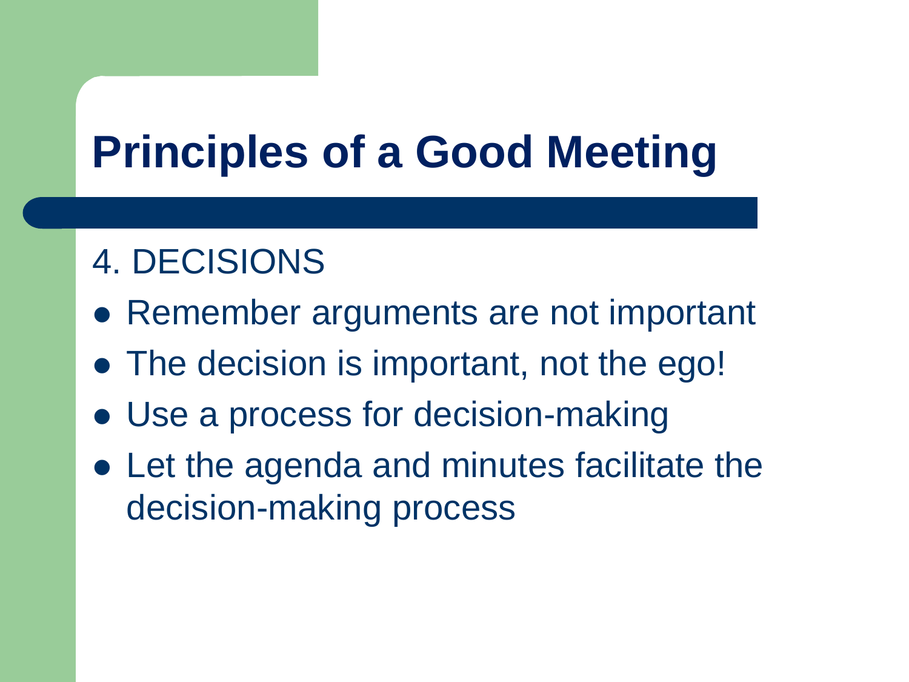# Principles of a Good Meeting

4. DECISIONS

- Remember arguments are not important
- The decision is important, not the ego!
- Use a process for decision-making
- Let the agenda and minutes facilitate the decision-making process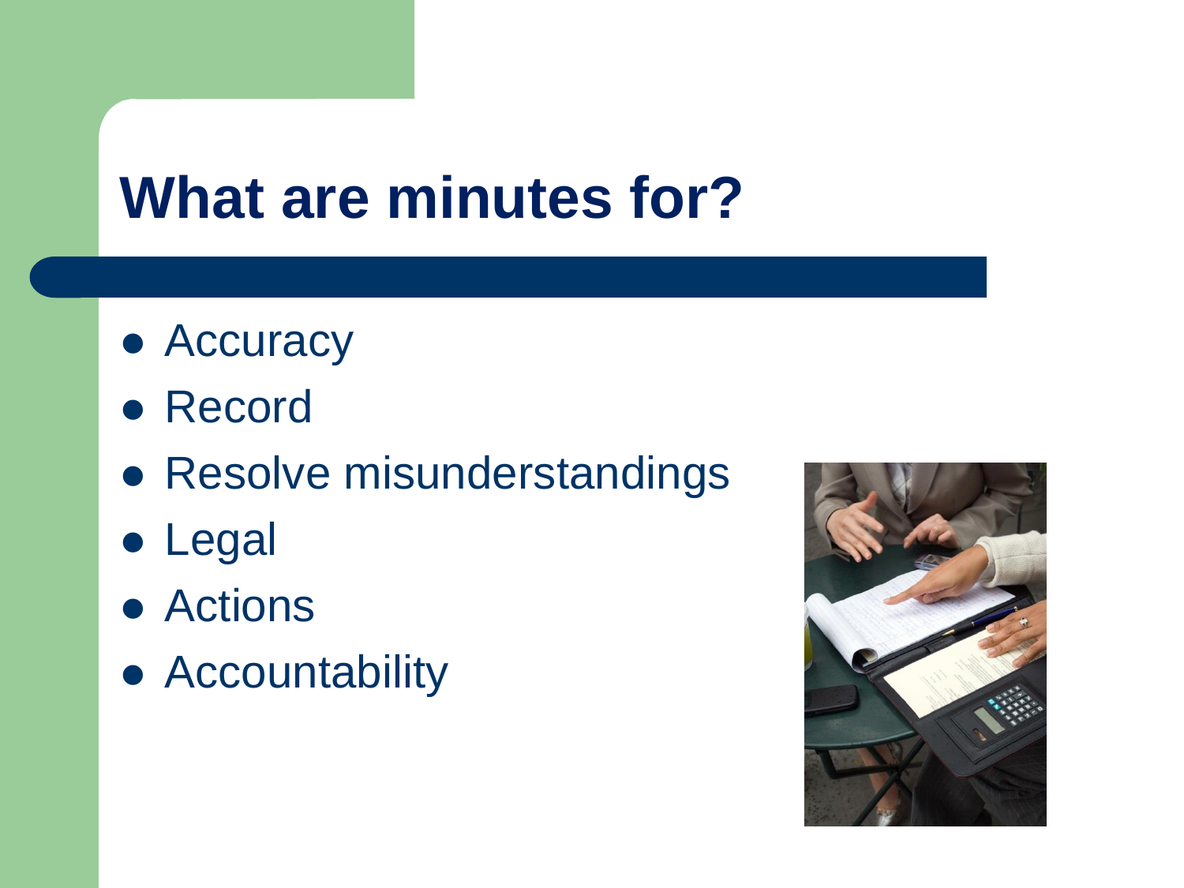# What are minutes for?

- Accuracy
- Record
- Resolve misunderstandings
- Legal
- Actions
- Accountability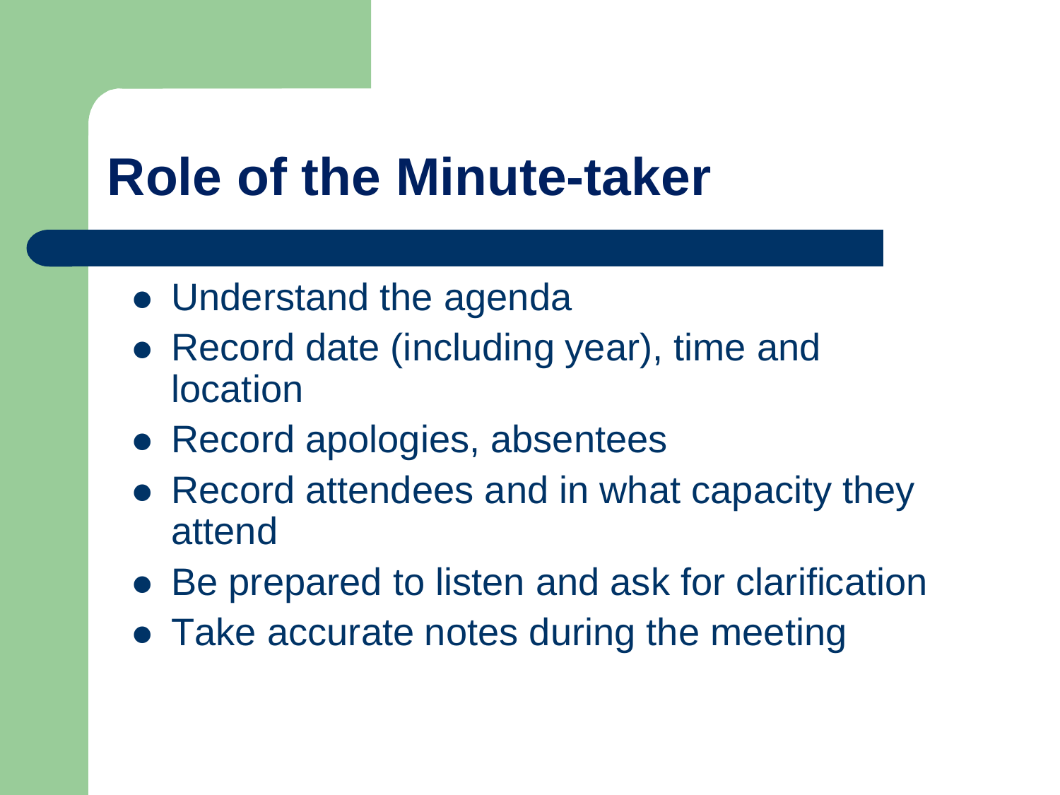# Role of the Minute-taker

- Understand the agenda
- Record date (including year), time and location
- Record apologies, absentees
- Record attendees and in what capacity they attend
- Be prepared to listen and ask for clarification
- Take accurate notes during the meeting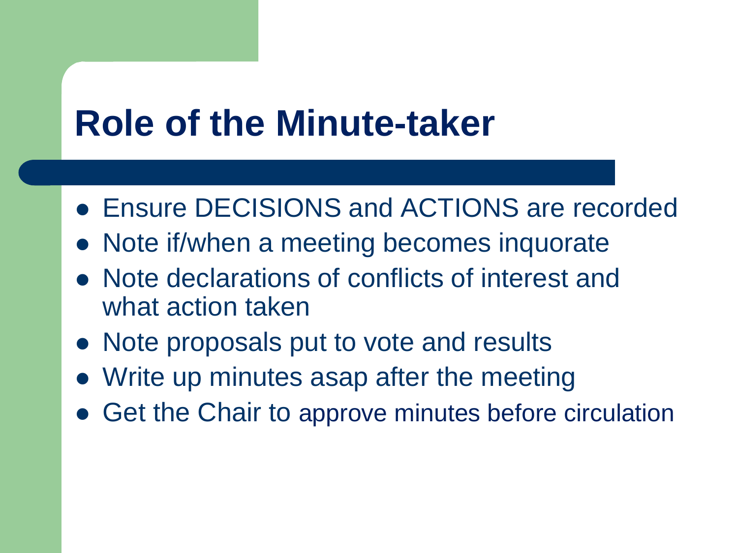# Role of the Minute-taker

- Ensure DECISIONS and ACTIONS are recorded
- Note if/when a meeting becomes inquorate
- Note declarations of conflicts of interest and what action taken
- Note proposals put to vote and results
- Write up minutes asap after the meeting
- Get the Chair to approve minutes before circulation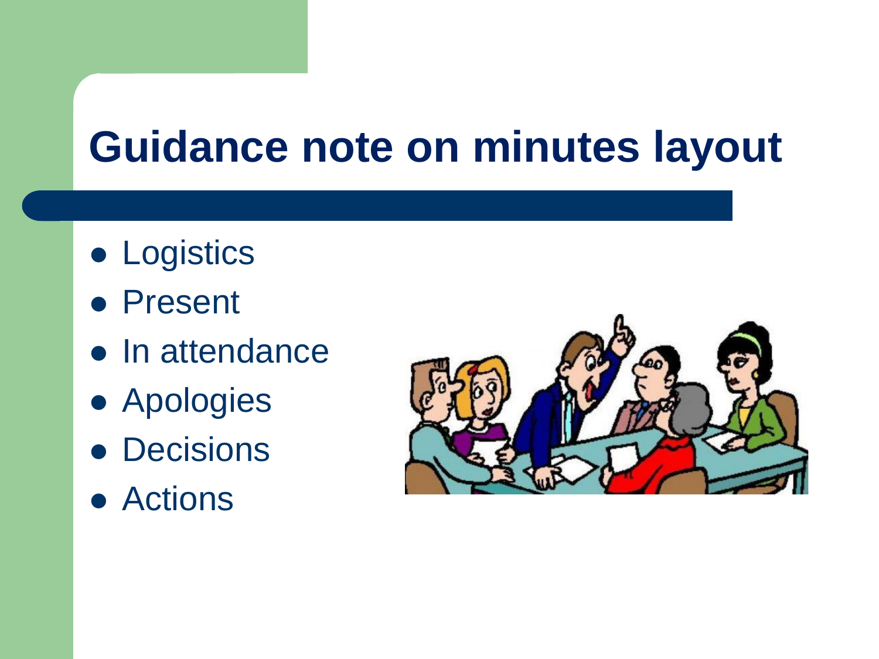# Guidance note on minutes layout

- Logistics
- Present
- In attendance
- Apologies
- Decisions
- Actions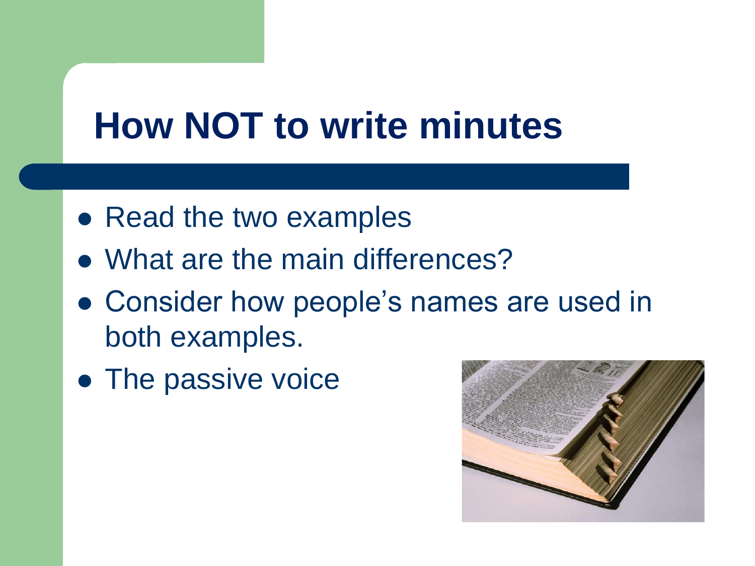# How NOT to write minutes

- Read the two examples
- What are the main differences?
- Consider how people's names are used in both examples.
- The passive voice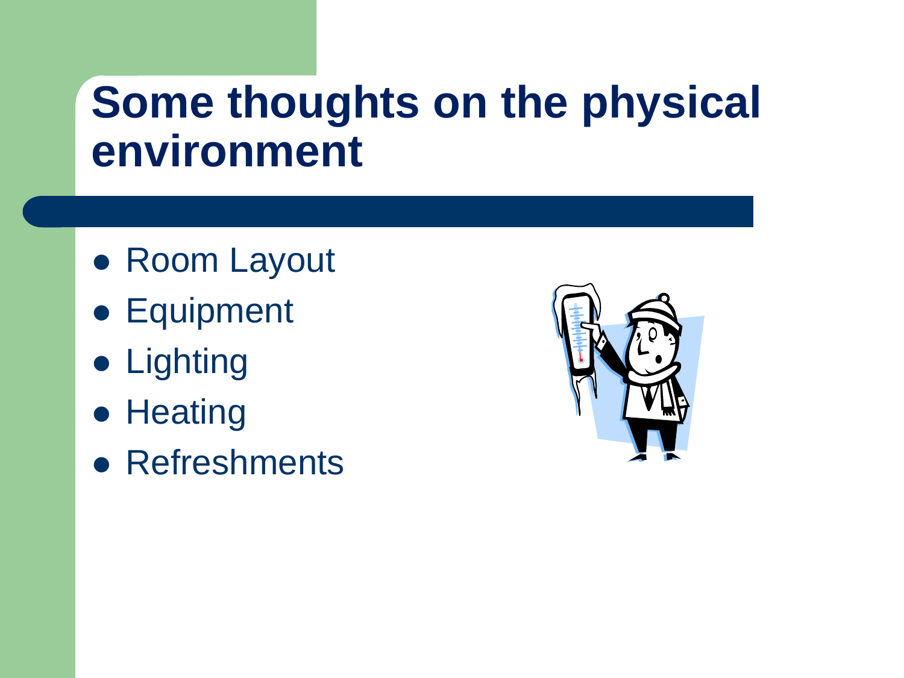# Some thoughts on the physical environment

- Room Layout
- Equipment
- Lighting
- Heating
- Refreshments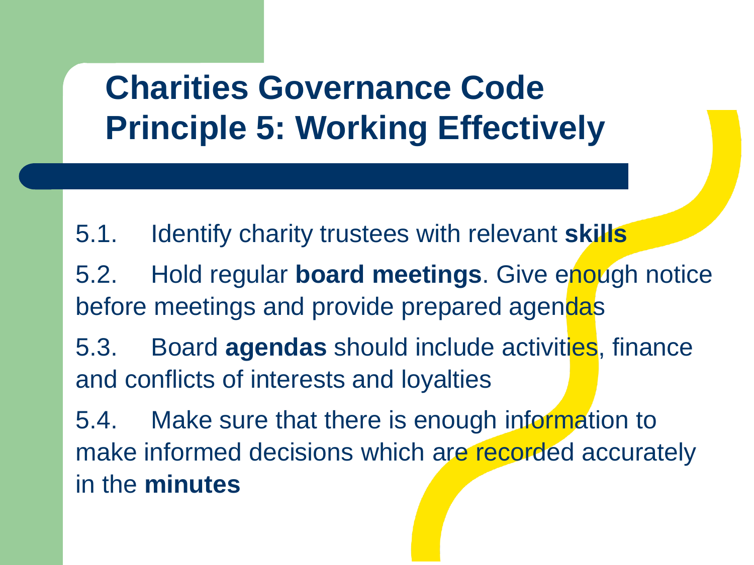# Charities Governance Code Principle 5: Working Effectively

5.1. Identify charity trustees with relevant **skills**

5.2. Hold regular **board meetings**. Give enough notice before meetings and provide prepared agendas

5.3. Board **agendas** should include activities, finance and conflicts of interests and loyalties

5.4. Make sure that there is enough information to make informed decisions which are recorded accurately in the **minutes**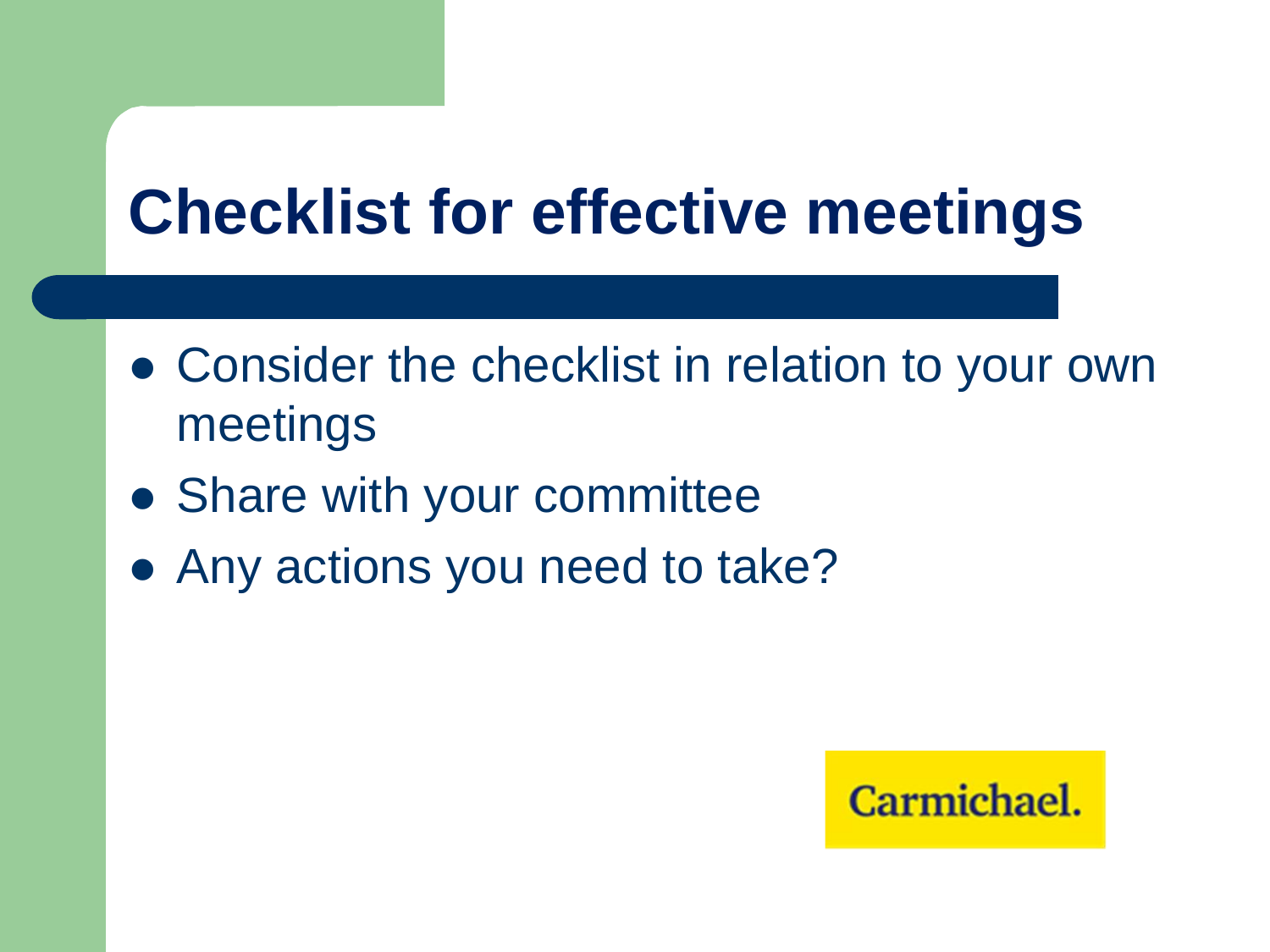# Checklist for effective meetings

- Consider the checklist in relation to your own meetings
- Share with your committee
- Any actions you need to take?

Carmichael.